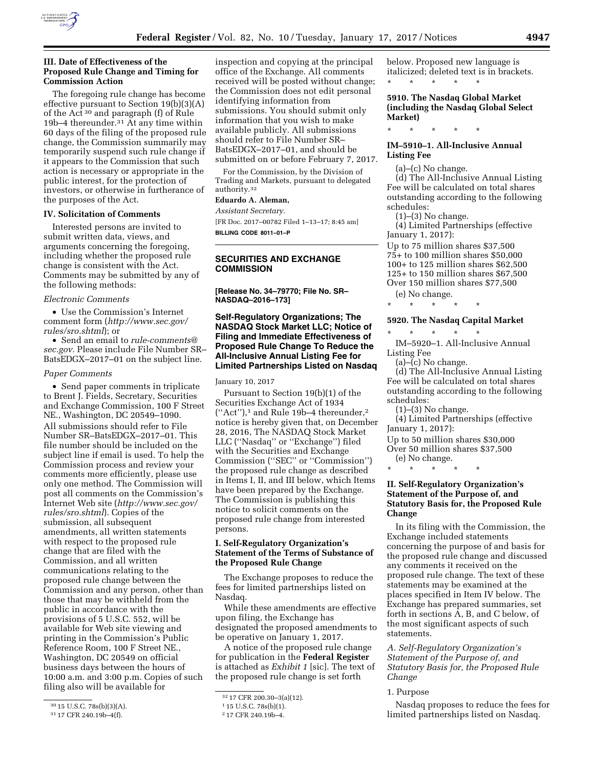### III. Date of Effectiveness of the Proposed Rule Change and Timing for Commission Action

The foregoing rule change has become effective pursuant to Section 19(b)(3)(A) of the Act [30] and paragraph (f) of Rule 19b–4 thereunder.[31] At any time within 60 days of the filing of the proposed rule change, the Commission summarily may temporarily suspend such rule change if it appears to the Commission that such action is necessary or appropriate in the public interest, for the protection of investors, or otherwise in furtherance of the purposes of the Act.

### IV. Solicitation of Comments

Interested persons are invited to submit written data, views, and arguments concerning the foregoing, including whether the proposed rule change is consistent with the Act. Comments may be submitted by any of the following methods:

*Electronic Comments*

- Use the Commission's Internet comment form (*http://www.sec.gov/rules/sro.shtml*); or
- Send an email to *rule-comments@sec.gov.* Please include File Number SR–BatsEDGX–2017–01 on the subject line.

*Paper Comments*

- Send paper comments in triplicate to Brent J. Fields, Secretary, Securities and Exchange Commission, 100 F Street NE., Washington, DC 20549–1090.

All submissions should refer to File Number SR–BatsEDGX–2017–01. This file number should be included on the subject line if email is used. To help the Commission process and review your comments more efficiently, please use only one method. The Commission will post all comments on the Commission's Internet Web site (*http://www.sec.gov/rules/sro.shtml*). Copies of the submission, all subsequent amendments, all written statements with respect to the proposed rule change that are filed with the Commission, and all written communications relating to the proposed rule change between the Commission and any person, other than those that may be withheld from the public in accordance with the provisions of 5 U.S.C. 552, will be available for Web site viewing and printing in the Commission's Public Reference Room, 100 F Street NE., Washington, DC 20549 on official business days between the hours of 10:00 a.m. and 3:00 p.m. Copies of such filing also will be available for inspection and copying at the principal office of the Exchange. All comments received will be posted without change; the Commission does not edit personal identifying information from submissions. You should submit only information that you wish to make available publicly. All submissions should refer to File Number SR–BatsEDGX–2017–01, and should be submitted on or before February 7, 2017.

For the Commission, by the Division of Trading and Markets, pursuant to delegated authority.[32]

**Eduardo A. Aleman,**

*Assistant Secretary.*

[FR Doc. 2017–00782 Filed 1–13–17; 8:45 am]

**BILLING CODE 8011–01–P**

[30] 15 U.S.C. 78s(b)(3)(A).

[31] 17 CFR 240.19b–4(f).

[32] 17 CFR 200.30–3(a)(12).

---

## SECURITIES AND EXCHANGE COMMISSION

**[Release No. 34–79770; File No. SR–NASDAQ–2016–173]**

## Self-Regulatory Organizations; The NASDAQ Stock Market LLC; Notice of Filing and Immediate Effectiveness of Proposed Rule Change To Reduce the All-Inclusive Annual Listing Fee for Limited Partnerships Listed on Nasdaq

January 10, 2017

Pursuant to Section 19(b)(1) of the Securities Exchange Act of 1934 ("Act"),[1] and Rule 19b–4 thereunder,[2] notice is hereby given that, on December 28, 2016, The NASDAQ Stock Market LLC ("Nasdaq" or "Exchange") filed with the Securities and Exchange Commission ("SEC" or "Commission") the proposed rule change as described in Items I, II, and III below, which Items have been prepared by the Exchange. The Commission is publishing this notice to solicit comments on the proposed rule change from interested persons.

### I. Self-Regulatory Organization's Statement of the Terms of Substance of the Proposed Rule Change

The Exchange proposes to reduce the fees for limited partnerships listed on Nasdaq.

While these amendments are effective upon filing, the Exchange has designated the proposed amendments to be operative on January 1, 2017.

A notice of the proposed rule change for publication in the **Federal Register** is attached as *Exhibit 1* [sic]. The text of the proposed rule change is set forth below. Proposed new language is italicized; deleted text is in brackets.

\* \* \* \* \*

**5910. The Nasdaq Global Market (including the Nasdaq Global Select Market)**

\* \* \* \* \*

**IM–5910–1. All-Inclusive Annual Listing Fee**

(a)–(c) No change.

(d) The All-Inclusive Annual Listing Fee will be calculated on total shares outstanding according to the following schedules:

(1)–(3) No change.

(4) Limited Partnerships (effective January 1, 2017):

Up to 75 million shares $37,500
75+ to 100 million shares $50,000
100+ to 125 million shares $62,500
125+ to 150 million shares $67,500
Over 150 million shares $77,500

(e) No change.

\* \* \* \* \*

**5920. The Nasdaq Capital Market**

\* \* \* \* \*

IM–5920–1. All-Inclusive Annual Listing Fee

(a)–(c) No change.

(d) The All-Inclusive Annual Listing Fee will be calculated on total shares outstanding according to the following schedules:

(1)–(3) No change.

(4) Limited Partnerships (effective January 1, 2017):

Up to 50 million shares $30,000
Over 50 million shares $37,500

(e) No change.

\* \* \* \* \*

### II. Self-Regulatory Organization's Statement of the Purpose of, and Statutory Basis for, the Proposed Rule Change

In its filing with the Commission, the Exchange included statements concerning the purpose of and basis for the proposed rule change and discussed any comments it received on the proposed rule change. The text of these statements may be examined at the places specified in Item IV below. The Exchange has prepared summaries, set forth in sections A, B, and C below, of the most significant aspects of such statements.

*A. Self-Regulatory Organization's Statement of the Purpose of, and Statutory Basis for, the Proposed Rule Change*

1. Purpose

Nasdaq proposes to reduce the fees for limited partnerships listed on Nasdaq.

[1] 15 U.S.C. 78s(b)(1).

[2] 17 CFR 240.19b–4.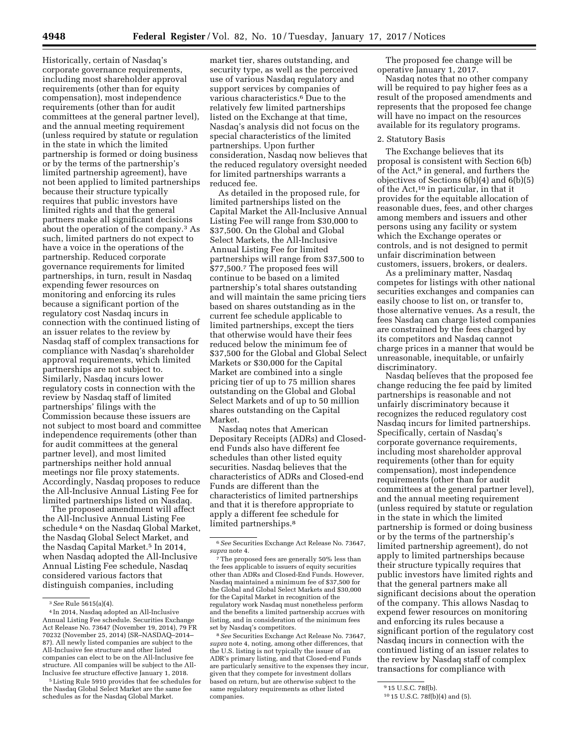Historically, certain of Nasdaq's corporate governance requirements, including most shareholder approval requirements (other than for equity compensation), most independence requirements (other than for audit committees at the general partner level), and the annual meeting requirement (unless required by statute or regulation in the state in which the limited partnership is formed or doing business or by the terms of the partnership's limited partnership agreement), have not been applied to limited partnerships because their structure typically requires that public investors have limited rights and that the general partners make all significant decisions about the operation of the company.[3] As such, limited partners do not expect to have a voice in the operations of the partnership. Reduced corporate governance requirements for limited partnerships, in turn, result in Nasdaq expending fewer resources on monitoring and enforcing its rules because a significant portion of the regulatory cost Nasdaq incurs in connection with the continued listing of an issuer relates to the review by Nasdaq staff of complex transactions for compliance with Nasdaq's shareholder approval requirements, which limited partnerships are not subject to. Similarly, Nasdaq incurs lower regulatory costs in connection with the review by Nasdaq staff of limited partnerships' filings with the Commission because these issuers are not subject to most board and committee independence requirements (other than for audit committees at the general partner level), and most limited partnerships neither hold annual meetings nor file proxy statements. Accordingly, Nasdaq proposes to reduce the All-Inclusive Annual Listing Fee for limited partnerships listed on Nasdaq.

The proposed amendment will affect the All-Inclusive Annual Listing Fee schedule[4] on the Nasdaq Global Market, the Nasdaq Global Select Market, and the Nasdaq Capital Market.[5] In 2014, when Nasdaq adopted the All-Inclusive Annual Listing Fee schedule, Nasdaq considered various factors that distinguish companies, including market tier, shares outstanding, and security type, as well as the perceived use of various Nasdaq regulatory and support services by companies of various characteristics.[6] Due to the relatively few limited partnerships listed on the Exchange at that time, Nasdaq's analysis did not focus on the special characteristics of the limited partnerships. Upon further consideration, Nasdaq now believes that the reduced regulatory oversight needed for limited partnerships warrants a reduced fee.

As detailed in the proposed rule, for limited partnerships listed on the Capital Market the All-Inclusive Annual Listing Fee will range from $30,000 to $37,500. On the Global and Global Select Markets, the All-Inclusive Annual Listing Fee for limited partnerships will range from $37,500 to $77,500.[7] The proposed fees will continue to be based on a limited partnership's total shares outstanding and will maintain the same pricing tiers based on shares outstanding as in the current fee schedule applicable to limited partnerships, except the tiers that otherwise would have their fees reduced below the minimum fee of $37,500 for the Global and Global Select Markets or $30,000 for the Capital Market are combined into a single pricing tier of up to 75 million shares outstanding on the Global and Global Select Markets and of up to 50 million shares outstanding on the Capital Market.

Nasdaq notes that American Depositary Receipts (ADRs) and Closed-end Funds also have different fee schedules than other listed equity securities. Nasdaq believes that the characteristics of ADRs and Closed-end Funds are different than the characteristics of limited partnerships and that it is therefore appropriate to apply a different fee schedule for limited partnerships.[8]

The proposed fee change will be operative January 1, 2017.

Nasdaq notes that no other company will be required to pay higher fees as a result of the proposed amendments and represents that the proposed fee change will have no impact on the resources available for its regulatory programs.

2. Statutory Basis

The Exchange believes that its proposal is consistent with Section 6(b) of the Act,[9] in general, and furthers the objectives of Sections 6(b)(4) and 6(b)(5) of the Act,[10] in particular, in that it provides for the equitable allocation of reasonable dues, fees, and other charges among members and issuers and other persons using any facility or system which the Exchange operates or controls, and is not designed to permit unfair discrimination between customers, issuers, brokers, or dealers.

As a preliminary matter, Nasdaq competes for listings with other national securities exchanges and companies can easily choose to list on, or transfer to, those alternative venues. As a result, the fees Nasdaq can charge listed companies are constrained by the fees charged by its competitors and Nasdaq cannot charge prices in a manner that would be unreasonable, inequitable, or unfairly discriminatory.

Nasdaq believes that the proposed fee change reducing the fee paid by limited partnerships is reasonable and not unfairly discriminatory because it recognizes the reduced regulatory cost Nasdaq incurs for limited partnerships. Specifically, certain of Nasdaq's corporate governance requirements, including most shareholder approval requirements (other than for equity compensation), most independence requirements (other than for audit committees at the general partner level), and the annual meeting requirement (unless required by statute or regulation in the state in which the limited partnership is formed or doing business or by the terms of the partnership's limited partnership agreement), do not apply to limited partnerships because their structure typically requires that public investors have limited rights and that the general partners make all significant decisions about the operation of the company. This allows Nasdaq to expend fewer resources on monitoring and enforcing its rules because a significant portion of the regulatory cost Nasdaq incurs in connection with the continued listing of an issuer relates to the review by Nasdaq staff of complex transactions for compliance with

---

[3] *See* Rule 5615(a)(4).

[4] In 2014, Nasdaq adopted an All-Inclusive Annual Listing Fee schedule. Securities Exchange Act Release No. 73647 (November 19, 2014), 79 FR 70232 (November 25, 2014) (SR–NASDAQ–2014–87). All newly listed companies are subject to the All-Inclusive fee structure and other listed companies can elect to be on the All-Inclusive fee structure. All companies will be subject to the All-Inclusive fee structure effective January 1, 2018.

[5] Listing Rule 5910 provides that fee schedules for the Nasdaq Global Select Market are the same fee schedules as for the Nasdaq Global Market.

[6] *See* Securities Exchange Act Release No. 73647, *supra* note 4.

[7] The proposed fees are generally 50% less than the fees applicable to issuers of equity securities other than ADRs and Closed-End Funds. However, Nasdaq maintained a minimum fee of $37,500 for the Global and Global Select Markets and $30,000 for the Capital Market in recognition of the regulatory work Nasdaq must nonetheless perform and the benefits a limited partnership accrues with listing, and in consideration of the minimum fees set by Nasdaq's competitors.

[8] *See* Securities Exchange Act Release No. 73647, *supra* note 4, noting, among other differences, that the U.S. listing is not typically the issuer of an ADR's primary listing, and that Closed-end Funds are particularly sensitive to the expenses they incur, given that they compete for investment dollars based on return, but are otherwise subject to the same regulatory requirements as other listed companies.

[9] 15 U.S.C. 78f(b).

[10] 15 U.S.C. 78f(b)(4) and (5).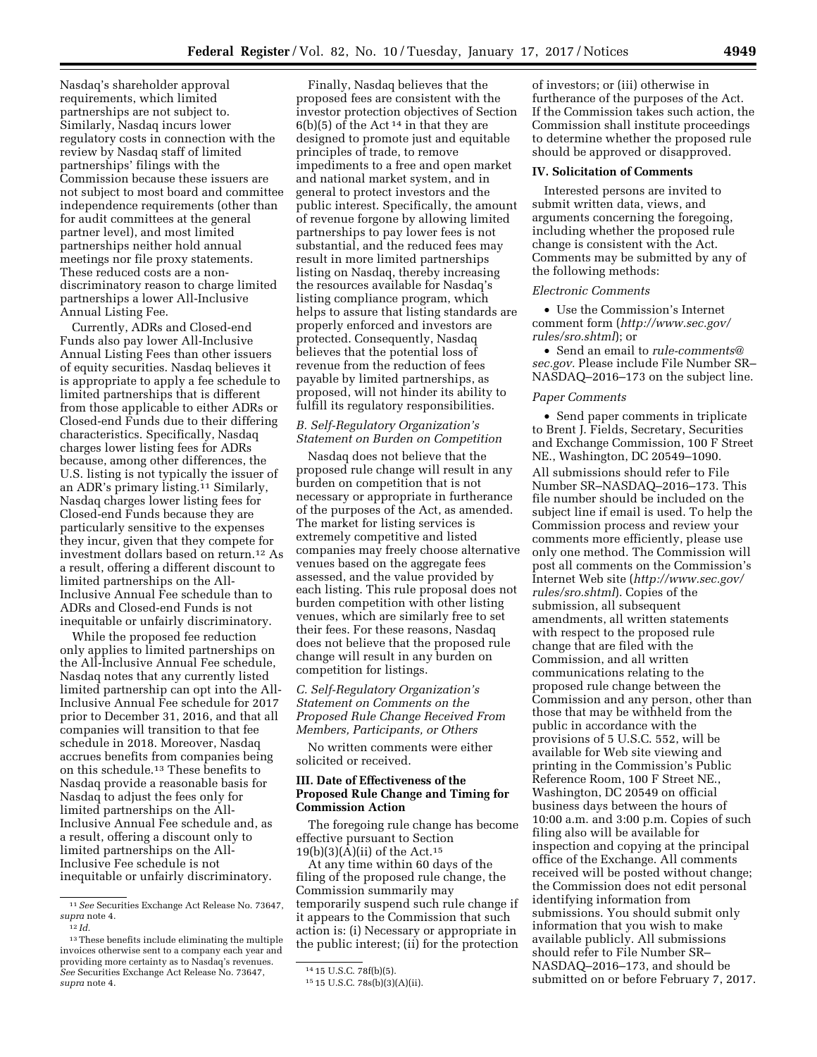Nasdaq's shareholder approval requirements, which limited partnerships are not subject to. Similarly, Nasdaq incurs lower regulatory costs in connection with the review by Nasdaq staff of limited partnerships' filings with the Commission because these issuers are not subject to most board and committee independence requirements (other than for audit committees at the general partner level), and most limited partnerships neither hold annual meetings nor file proxy statements. These reduced costs are a non-discriminatory reason to charge limited partnerships a lower All-Inclusive Annual Listing Fee.

Currently, ADRs and Closed-end Funds also pay lower All-Inclusive Annual Listing Fees than other issuers of equity securities. Nasdaq believes it is appropriate to apply a fee schedule to limited partnerships that is different from those applicable to either ADRs or Closed-end Funds due to their differing characteristics. Specifically, Nasdaq charges lower listing fees for ADRs because, among other differences, the U.S. listing is not typically the issuer of an ADR's primary listing.[11] Similarly, Nasdaq charges lower listing fees for Closed-end Funds because they are particularly sensitive to the expenses they incur, given that they compete for investment dollars based on return.[12] As a result, offering a different discount to limited partnerships on the All-Inclusive Annual Fee schedule than to ADRs and Closed-end Funds is not inequitable or unfairly discriminatory.

While the proposed fee reduction only applies to limited partnerships on the All-Inclusive Annual Fee schedule, Nasdaq notes that any currently listed limited partnership can opt into the All-Inclusive Annual Fee schedule for 2017 prior to December 31, 2016, and that all companies will transition to that fee schedule in 2018. Moreover, Nasdaq accrues benefits from companies being on this schedule.[13] These benefits to Nasdaq provide a reasonable basis for Nasdaq to adjust the fees only for limited partnerships on the All-Inclusive Annual Fee schedule and, as a result, offering a discount only to limited partnerships on the All-Inclusive Fee schedule is not inequitable or unfairly discriminatory.

Finally, Nasdaq believes that the proposed fees are consistent with the investor protection objectives of Section 6(b)(5) of the Act[14] in that they are designed to promote just and equitable principles of trade, to remove impediments to a free and open market and national market system, and in general to protect investors and the public interest. Specifically, the amount of revenue forgone by allowing limited partnerships to pay lower fees is not substantial, and the reduced fees may result in more limited partnerships listing on Nasdaq, thereby increasing the resources available for Nasdaq's listing compliance program, which helps to assure that listing standards are properly enforced and investors are protected. Consequently, Nasdaq believes that the potential loss of revenue from the reduction of fees payable by limited partnerships, as proposed, will not hinder its ability to fulfill its regulatory responsibilities.

### *B. Self-Regulatory Organization's Statement on Burden on Competition*

Nasdaq does not believe that the proposed rule change will result in any burden on competition that is not necessary or appropriate in furtherance of the purposes of the Act, as amended. The market for listing services is extremely competitive and listed companies may freely choose alternative venues based on the aggregate fees assessed, and the value provided by each listing. This rule proposal does not burden competition with other listing venues, which are similarly free to set their fees. For these reasons, Nasdaq does not believe that the proposed rule change will result in any burden on competition for listings.

### *C. Self-Regulatory Organization's Statement on Comments on the Proposed Rule Change Received From Members, Participants, or Others*

No written comments were either solicited or received.

## III. Date of Effectiveness of the Proposed Rule Change and Timing for Commission Action

The foregoing rule change has become effective pursuant to Section 19(b)(3)(A)(ii) of the Act.[15]

At any time within 60 days of the filing of the proposed rule change, the Commission summarily may temporarily suspend such rule change if it appears to the Commission that such action is: (i) Necessary or appropriate in the public interest; (ii) for the protection of investors; or (iii) otherwise in furtherance of the purposes of the Act. If the Commission takes such action, the Commission shall institute proceedings to determine whether the proposed rule should be approved or disapproved.

## IV. Solicitation of Comments

Interested persons are invited to submit written data, views, and arguments concerning the foregoing, including whether the proposed rule change is consistent with the Act. Comments may be submitted by any of the following methods:

*Electronic Comments*

- Use the Commission's Internet comment form (*http://www.sec.gov/rules/sro.shtml*); or
- Send an email to *rule-comments@sec.gov.* Please include File Number SR–NASDAQ–2016–173 on the subject line.

*Paper Comments*

- Send paper comments in triplicate to Brent J. Fields, Secretary, Securities and Exchange Commission, 100 F Street NE., Washington, DC 20549–1090.

All submissions should refer to File Number SR–NASDAQ–2016–173. This file number should be included on the subject line if email is used. To help the Commission process and review your comments more efficiently, please use only one method. The Commission will post all comments on the Commission's Internet Web site (*http://www.sec.gov/rules/sro.shtml*). Copies of the submission, all subsequent amendments, all written statements with respect to the proposed rule change that are filed with the Commission, and all written communications relating to the proposed rule change between the Commission and any person, other than those that may be withheld from the public in accordance with the provisions of 5 U.S.C. 552, will be available for Web site viewing and printing in the Commission's Public Reference Room, 100 F Street NE., Washington, DC 20549 on official business days between the hours of 10:00 a.m. and 3:00 p.m. Copies of such filing also will be available for inspection and copying at the principal office of the Exchange. All comments received will be posted without change; the Commission does not edit personal identifying information from submissions. You should submit only information that you wish to make available publicly. All submissions should refer to File Number SR–NASDAQ–2016–173, and should be submitted on or before February 7, 2017.

---

[11] *See* Securities Exchange Act Release No. 73647, *supra* note 4.

[12] *Id.*

[13] These benefits include eliminating the multiple invoices otherwise sent to a company each year and providing more certainty as to Nasdaq's revenues. *See* Securities Exchange Act Release No. 73647, *supra* note 4.

[14] 15 U.S.C. 78f(b)(5).

[15] 15 U.S.C. 78s(b)(3)(A)(ii).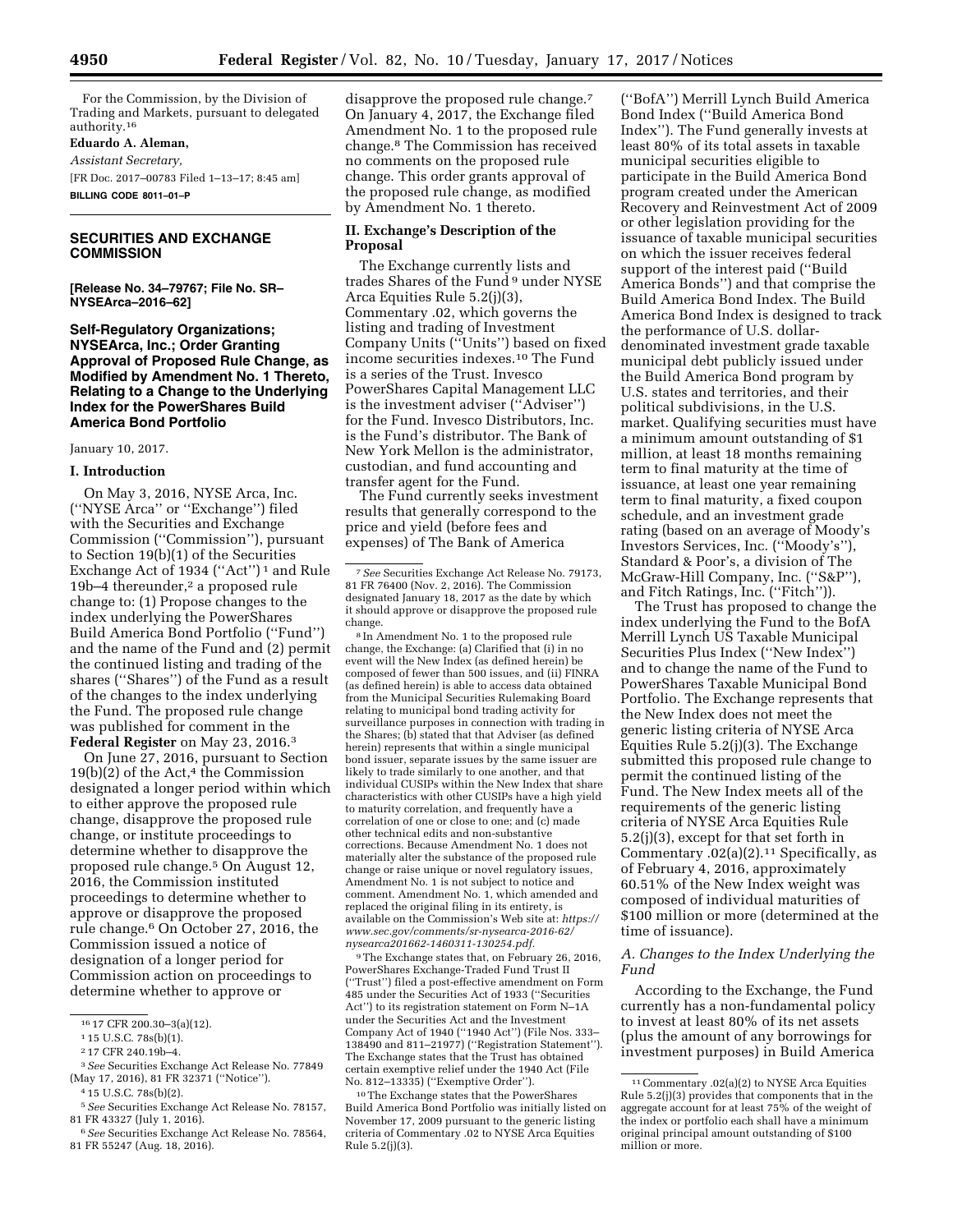For the Commission, by the Division of Trading and Markets, pursuant to delegated authority.[16]

**Eduardo A. Aleman,**

*Assistant Secretary,*

[FR Doc. 2017–00783 Filed 1–13–17; 8:45 am]

**BILLING CODE 8011–01–P**

## SECURITIES AND EXCHANGE COMMISSION

**[Release No. 34–79767; File No. SR–NYSEArca–2016–62]**

## Self-Regulatory Organizations; NYSEArca, Inc.; Order Granting Approval of Proposed Rule Change, as Modified by Amendment No. 1 Thereto, Relating to a Change to the Underlying Index for the PowerShares Build America Bond Portfolio

January 10, 2017.

### I. Introduction

On May 3, 2016, NYSE Arca, Inc. (''NYSE Arca'' or ''Exchange'') filed with the Securities and Exchange Commission (''Commission''), pursuant to Section 19(b)(1) of the Securities Exchange Act of 1934 (''Act'')[1] and Rule 19b–4 thereunder,[2] a proposed rule change to: (1) Propose changes to the index underlying the PowerShares Build America Bond Portfolio (''Fund'') and the name of the Fund and (2) permit the continued listing and trading of the shares (''Shares'') of the Fund as a result of the changes to the index underlying the Fund. The proposed rule change was published for comment in the **Federal Register** on May 23, 2016.[3]

On June 27, 2016, pursuant to Section 19(b)(2) of the Act,[4] the Commission designated a longer period within which to either approve the proposed rule change, disapprove the proposed rule change, or institute proceedings to determine whether to disapprove the proposed rule change.[5] On August 12, 2016, the Commission instituted proceedings to determine whether to approve or disapprove the proposed rule change.[6] On October 27, 2016, the Commission issued a notice of designation of a longer period for Commission action on proceedings to determine whether to approve or disapprove the proposed rule change.[7] On January 4, 2017, the Exchange filed Amendment No. 1 to the proposed rule change.[8] The Commission has received no comments on the proposed rule change. This order grants approval of the proposed rule change, as modified by Amendment No. 1 thereto.

### II. Exchange's Description of the Proposal

The Exchange currently lists and trades Shares of the Fund[9] under NYSE Arca Equities Rule 5.2(j)(3), Commentary .02, which governs the listing and trading of Investment Company Units (''Units'') based on fixed income securities indexes.[10] The Fund is a series of the Trust. Invesco PowerShares Capital Management LLC is the investment adviser (''Adviser'') for the Fund. Invesco Distributors, Inc. is the Fund's distributor. The Bank of New York Mellon is the administrator, custodian, and fund accounting and transfer agent for the Fund.

The Fund currently seeks investment results that generally correspond to the price and yield (before fees and expenses) of The Bank of America (''BofA'') Merrill Lynch Build America Bond Index (''Build America Bond Index''). The Fund generally invests at least 80% of its total assets in taxable municipal securities eligible to participate in the Build America Bond program created under the American Recovery and Reinvestment Act of 2009 or other legislation providing for the issuance of taxable municipal securities on which the issuer receives federal support of the interest paid (''Build America Bonds'') and that comprise the Build America Bond Index. The Build America Bond Index is designed to track the performance of U.S. dollar-denominated investment grade taxable municipal debt publicly issued under the Build America Bond program by U.S. states and territories, and their political subdivisions, in the U.S. market. Qualifying securities must have a minimum amount outstanding of $1 million, at least 18 months remaining term to final maturity at the time of issuance, at least one year remaining term to final maturity, a fixed coupon schedule, and an investment grade rating (based on an average of Moody's Investors Services, Inc. (''Moody's''), Standard & Poor's, a division of The McGraw-Hill Company, Inc. (''S&P''), and Fitch Ratings, Inc. (''Fitch'')).

The Trust has proposed to change the index underlying the Fund to the BofA Merrill Lynch US Taxable Municipal Securities Plus Index (''New Index'') and to change the name of the Fund to PowerShares Taxable Municipal Bond Portfolio. The Exchange represents that the New Index does not meet the generic listing criteria of NYSE Arca Equities Rule 5.2(j)(3). The Exchange submitted this proposed rule change to permit the continued listing of the Fund. The New Index meets all of the requirements of the generic listing criteria of NYSE Arca Equities Rule 5.2(j)(3), except for that set forth in Commentary .02(a)(2).[11] Specifically, as of February 4, 2016, approximately 60.51% of the New Index weight was composed of individual maturities of $100 million or more (determined at the time of issuance).

#### *A. Changes to the Index Underlying the Fund*

According to the Exchange, the Fund currently has a non-fundamental policy to invest at least 80% of its net assets (plus the amount of any borrowings for investment purposes) in Build America

---

[16] 17 CFR 200.30–3(a)(12).

[1] 15 U.S.C. 78s(b)(1).

[2] 17 CFR 240.19b–4.

[3] *See* Securities Exchange Act Release No. 77849 (May 17, 2016), 81 FR 32371 (''Notice'').

[4] 15 U.S.C. 78s(b)(2).

[5] *See* Securities Exchange Act Release No. 78157, 81 FR 43327 (July 1, 2016).

[6] *See* Securities Exchange Act Release No. 78564, 81 FR 55247 (Aug. 18, 2016).

[7] *See* Securities Exchange Act Release No. 79173, 81 FR 76400 (Nov. 2, 2016). The Commission designated January 18, 2017 as the date by which it should approve or disapprove the proposed rule change.

[8] In Amendment No. 1 to the proposed rule change, the Exchange: (a) Clarified that (i) in no event will the New Index (as defined herein) be composed of fewer than 500 issues, and (ii) FINRA (as defined herein) is able to access data obtained from the Municipal Securities Rulemaking Board relating to municipal bond trading activity for surveillance purposes in connection with trading in the Shares; (b) stated that that Adviser (as defined herein) represents that within a single municipal bond issuer, separate issues by the same issuer are likely to trade similarly to one another, and that individual CUSIPs within the New Index that share characteristics with other CUSIPs have a high yield to maturity correlation, and frequently have a correlation of one or close to one; and (c) made other technical edits and non-substantive corrections. Because Amendment No. 1 does not materially alter the substance of the proposed rule change or raise unique or novel regulatory issues, Amendment No. 1 is not subject to notice and comment. Amendment No. 1, which amended and replaced the original filing in its entirety, is available on the Commission's Web site at: *https://www.sec.gov/comments/sr-nysearca-2016-62/nysearca201662-1460311-130254.pdf*.

[9] The Exchange states that, on February 26, 2016, PowerShares Exchange-Traded Fund Trust II (''Trust'') filed a post-effective amendment on Form 485 under the Securities Act of 1933 (''Securities Act'') to its registration statement on Form N–1A under the Securities Act and the Investment Company Act of 1940 (''1940 Act'') (File Nos. 333–138490 and 811–21977) (''Registration Statement''). The Exchange states that the Trust has obtained certain exemptive relief under the 1940 Act (File No. 812–13335) (''Exemptive Order'').

[10] The Exchange states that the PowerShares Build America Bond Portfolio was initially listed on November 17, 2009 pursuant to the generic listing criteria of Commentary .02 to NYSE Arca Equities Rule 5.2(j)(3).

[11] Commentary .02(a)(2) to NYSE Arca Equities Rule 5.2(j)(3) provides that components that in the aggregate account for at least 75% of the weight of the index or portfolio each shall have a minimum original principal amount outstanding of $100 million or more.